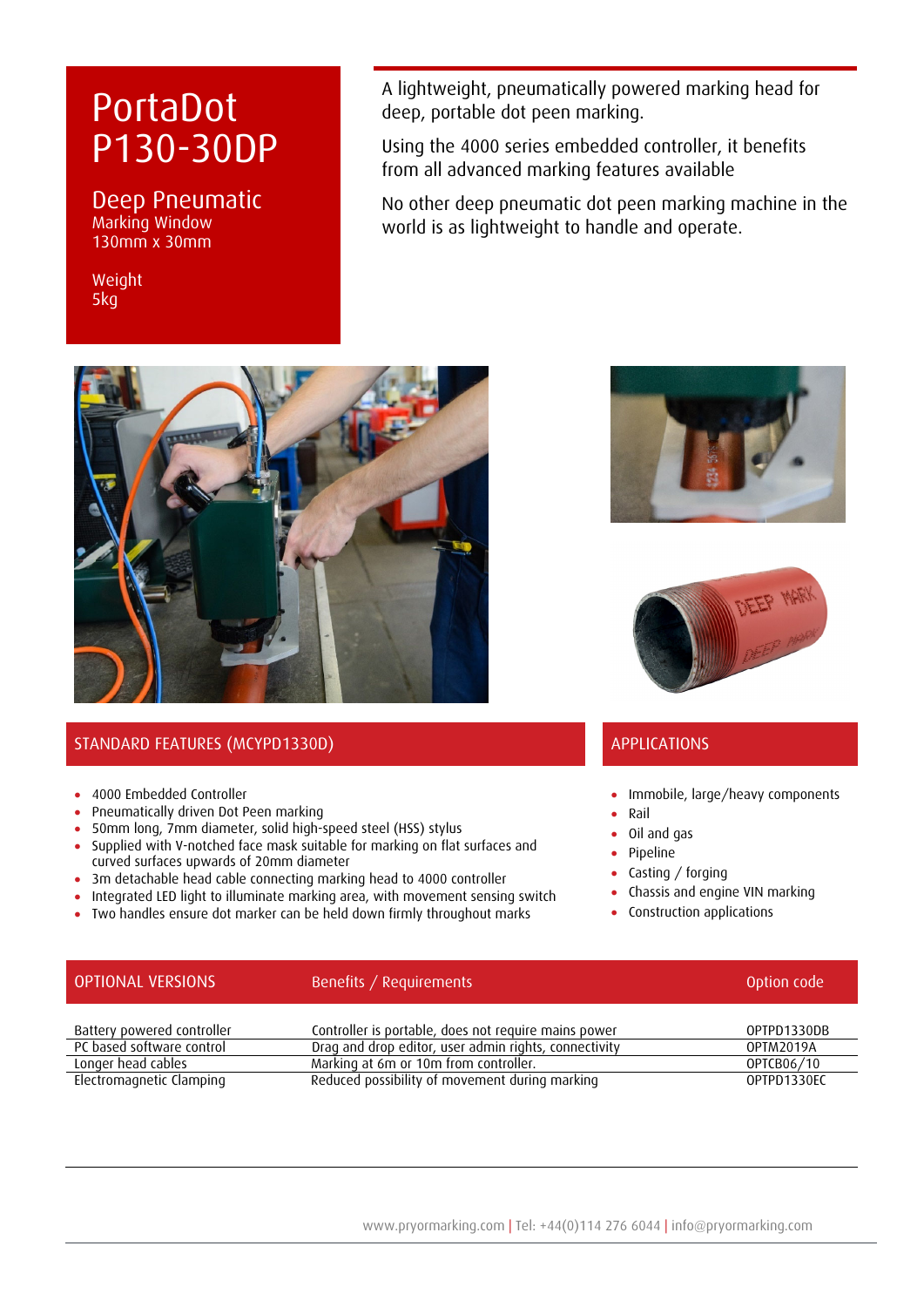# PortaDot P130-30DP

## Deep Pneumatic

Marking Window
130mm x 30mm

Weight
5kg

A lightweight, pneumatically powered marking head for deep, portable dot peen marking.

Using the 4000 series embedded controller, it benefits from all advanced marking features available

No other deep pneumatic dot peen marking machine in the world is as lightweight to handle and operate.

## STANDARD FEATURES (MCYPD1330D)

- 4000 Embedded Controller
- Pneumatically driven Dot Peen marking
- 50mm long, 7mm diameter, solid high-speed steel (HSS) stylus
- Supplied with V-notched face mask suitable for marking on flat surfaces and curved surfaces upwards of 20mm diameter
- 3m detachable head cable connecting marking head to 4000 controller
- Integrated LED light to illuminate marking area, with movement sensing switch
- Two handles ensure dot marker can be held down firmly throughout marks

## APPLICATIONS

- Immobile, large/heavy components
- Rail
- Oil and gas
- Pipeline
- Casting / forging
- Chassis and engine VIN marking
- Construction applications

| OPTIONAL VERSIONS | Benefits / Requirements | Option code |
|---|---|---|
| Battery powered controller | Controller is portable, does not require mains power | OPTPD1330DB |
| PC based software control | Drag and drop editor, user admin rights, connectivity | OPTM2019A |
| Longer head cables | Marking at 6m or 10m from controller. | OPTCB06/10 |
| Electromagnetic Clamping | Reduced possibility of movement during marking | OPTPD1330EC |

www.pryormarking.com | Tel: +44(0)114 276 6044 | info@pryormarking.com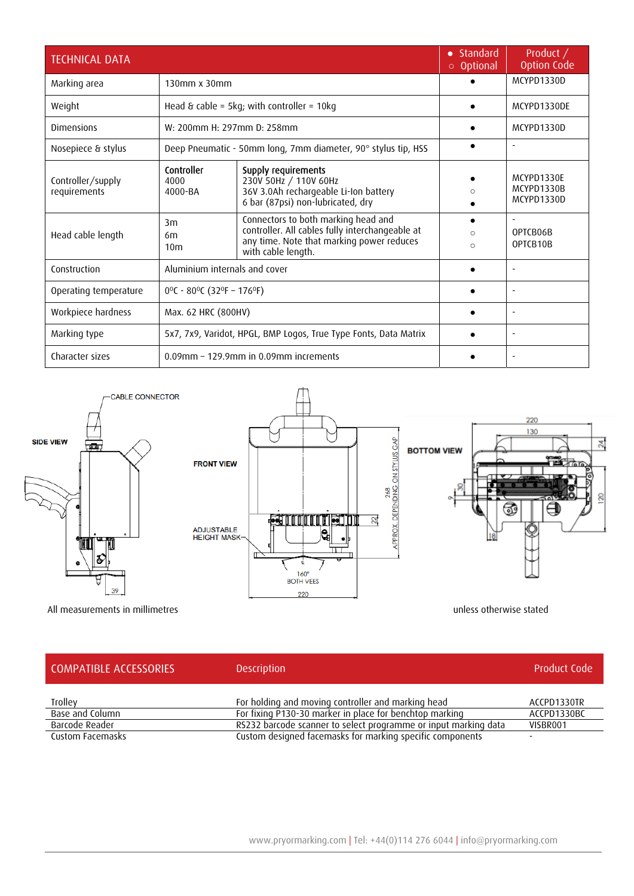| TECHNICAL DATA | | | ● Standard ○ Optional | Product / Option Code |
|---|---|---|---|---|
| Marking area | 130mm x 30mm | | ● | MCYPD1330D |
| Weight | Head & cable = 5kg; with controller = 10kg | | ● | MCYPD1330DE |
| Dimensions | W: 200mm H: 297mm D: 258mm | | ● | MCYPD1330D |
| Nosepiece & stylus | Deep Pneumatic - 50mm long, 7mm diameter, 90° stylus tip, HSS | | ● | - |
| Controller/supply requirements | **Controller**<br>4000<br>4000-BA | **Supply requirements**<br>230V 50Hz / 110V 60Hz<br>36V 3.0Ah rechargeable Li-Ion battery<br>6 bar (87psi) non-lubricated, dry | ●<br>○<br>● | MCYPD1330E<br>MCYPD1330B<br>MCYPD1330D |
| Head cable length | 3m<br>6m<br>10m | Connectors to both marking head and controller. All cables fully interchangeable at any time. Note that marking power reduces with cable length. | ●<br>○<br>○ | -<br>OPTCB06B<br>OPTCB10B |
| Construction | Aluminium internals and cover | | ● | - |
| Operating temperature | 0ºC - 80ºC (32ºF – 176ºF) | | ● | - |
| Workpiece hardness | Max. 62 HRC (800HV) | | ● | - |
| Marking type | 5x7, 7x9, Varidot, HPGL, BMP Logos, True Type Fonts, Data Matrix | | ● | - |
| Character sizes | 0.09mm – 129.9mm in 0.09mm increments | | ● | - |

SIDE VIEW
CABLE CONNECTOR
39

FRONT VIEW
ADJUSTABLE HEIGHT MASK
160° BOTH VEES
220
268 APPROX. DEPENDING ON STYLUS GAP
22

BOTTOM VIEW
220
130
24
30
9
120
18

All measurements in millimetres unless otherwise stated

| COMPATIBLE ACCESSORIES | Description | Product Code |
|---|---|---|
| Trolley | For holding and moving controller and marking head | ACCPD1330TR |
| Base and Column | For fixing P130-30 marker in place for benchtop marking | ACCPD1330BC |
| Barcode Reader | RS232 barcode scanner to select programme or input marking data | VISBR001 |
| Custom Facemasks | Custom designed facemasks for marking specific components | - |

www.pryormarking.com | Tel: +44(0)114 276 6044 | info@pryormarking.com